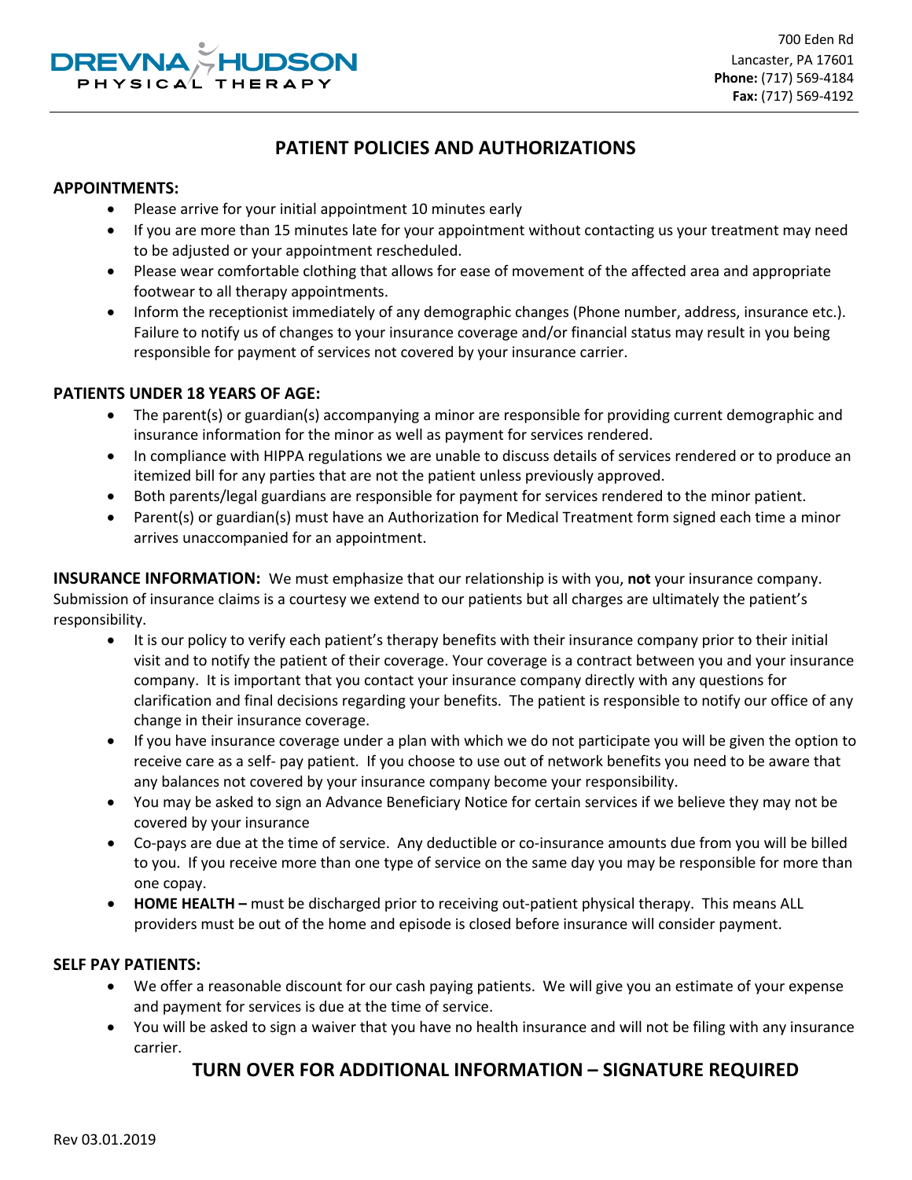DREVNA HUDSON PHYSICAL THERAPY

700 Eden Rd
Lancaster, PA 17601
**Phone:** (717) 569-4184
**Fax:** (717) 569-4192

# PATIENT POLICIES AND AUTHORIZATIONS

**APPOINTMENTS:**

- Please arrive for your initial appointment 10 minutes early
- If you are more than 15 minutes late for your appointment without contacting us your treatment may need to be adjusted or your appointment rescheduled.
- Please wear comfortable clothing that allows for ease of movement of the affected area and appropriate footwear to all therapy appointments.
- Inform the receptionist immediately of any demographic changes (Phone number, address, insurance etc.). Failure to notify us of changes to your insurance coverage and/or financial status may result in you being responsible for payment of services not covered by your insurance carrier.

**PATIENTS UNDER 18 YEARS OF AGE:**

- The parent(s) or guardian(s) accompanying a minor are responsible for providing current demographic and insurance information for the minor as well as payment for services rendered.
- In compliance with HIPPA regulations we are unable to discuss details of services rendered or to produce an itemized bill for any parties that are not the patient unless previously approved.
- Both parents/legal guardians are responsible for payment for services rendered to the minor patient.
- Parent(s) or guardian(s) must have an Authorization for Medical Treatment form signed each time a minor arrives unaccompanied for an appointment.

**INSURANCE INFORMATION:** We must emphasize that our relationship is with you, **not** your insurance company. Submission of insurance claims is a courtesy we extend to our patients but all charges are ultimately the patient's responsibility.

- It is our policy to verify each patient's therapy benefits with their insurance company prior to their initial visit and to notify the patient of their coverage. Your coverage is a contract between you and your insurance company. It is important that you contact your insurance company directly with any questions for clarification and final decisions regarding your benefits. The patient is responsible to notify our office of any change in their insurance coverage.
- If you have insurance coverage under a plan with which we do not participate you will be given the option to receive care as a self- pay patient. If you choose to use out of network benefits you need to be aware that any balances not covered by your insurance company become your responsibility.
- You may be asked to sign an Advance Beneficiary Notice for certain services if we believe they may not be covered by your insurance
- Co-pays are due at the time of service. Any deductible or co-insurance amounts due from you will be billed to you. If you receive more than one type of service on the same day you may be responsible for more than one copay.
- **HOME HEALTH –** must be discharged prior to receiving out-patient physical therapy. This means ALL providers must be out of the home and episode is closed before insurance will consider payment.

**SELF PAY PATIENTS:**

- We offer a reasonable discount for our cash paying patients. We will give you an estimate of your expense and payment for services is due at the time of service.
- You will be asked to sign a waiver that you have no health insurance and will not be filing with any insurance carrier.

**TURN OVER FOR ADDITIONAL INFORMATION – SIGNATURE REQUIRED**

Rev 03.01.2019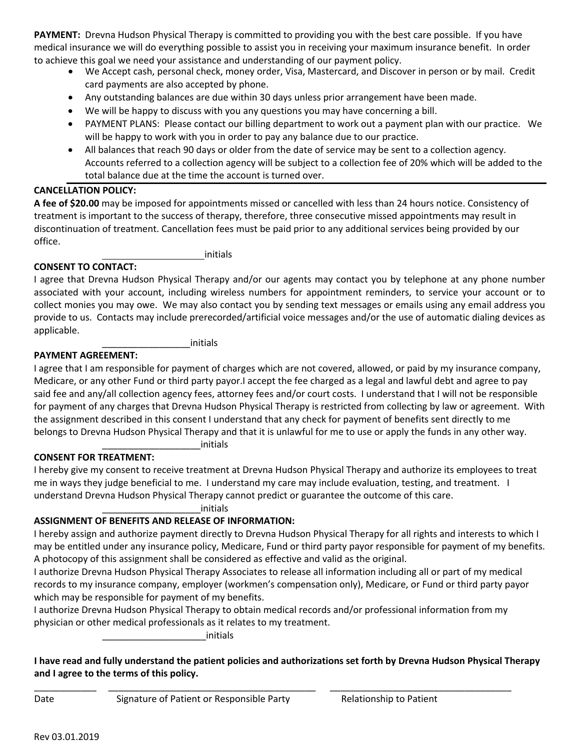**PAYMENT:** Drevna Hudson Physical Therapy is committed to providing you with the best care possible. If you have medical insurance we will do everything possible to assist you in receiving your maximum insurance benefit. In order to achieve this goal we need your assistance and understanding of our payment policy.

- We Accept cash, personal check, money order, Visa, Mastercard, and Discover in person or by mail. Credit card payments are also accepted by phone.
- Any outstanding balances are due within 30 days unless prior arrangement have been made.
- We will be happy to discuss with you any questions you may have concerning a bill.
- PAYMENT PLANS: Please contact our billing department to work out a payment plan with our practice. We will be happy to work with you in order to pay any balance due to our practice.
- All balances that reach 90 days or older from the date of service may be sent to a collection agency. Accounts referred to a collection agency will be subject to a collection fee of 20% which will be added to the total balance due at the time the account is turned over.

---

**CANCELLATION POLICY:**

**A fee of $20.00** may be imposed for appointments missed or cancelled with less than 24 hours notice. Consistency of treatment is important to the success of therapy, therefore, three consecutive missed appointments may result in discontinuation of treatment. Cancellation fees must be paid prior to any additional services being provided by our office.

____________________initials

**CONSENT TO CONTACT:**

I agree that Drevna Hudson Physical Therapy and/or our agents may contact you by telephone at any phone number associated with your account, including wireless numbers for appointment reminders, to service your account or to collect monies you may owe. We may also contact you by sending text messages or emails using any email address you provide to us. Contacts may include prerecorded/artificial voice messages and/or the use of automatic dialing devices as applicable.

_________________initials

**PAYMENT AGREEMENT:**

I agree that I am responsible for payment of charges which are not covered, allowed, or paid by my insurance company, Medicare, or any other Fund or third party payor.I accept the fee charged as a legal and lawful debt and agree to pay said fee and any/all collection agency fees, attorney fees and/or court costs. I understand that I will not be responsible for payment of any charges that Drevna Hudson Physical Therapy is restricted from collecting by law or agreement. With the assignment described in this consent I understand that any check for payment of benefits sent directly to me belongs to Drevna Hudson Physical Therapy and that it is unlawful for me to use or apply the funds in any other way.

___________________initials

**CONSENT FOR TREATMENT:**

I hereby give my consent to receive treatment at Drevna Hudson Physical Therapy and authorize its employees to treat me in ways they judge beneficial to me. I understand my care may include evaluation, testing, and treatment. I understand Drevna Hudson Physical Therapy cannot predict or guarantee the outcome of this care.

___________________initials

**ASSIGNMENT OF BENEFITS AND RELEASE OF INFORMATION:**

I hereby assign and authorize payment directly to Drevna Hudson Physical Therapy for all rights and interests to which I may be entitled under any insurance policy, Medicare, Fund or third party payor responsible for payment of my benefits. A photocopy of this assignment shall be considered as effective and valid as the original.

I authorize Drevna Hudson Physical Therapy Associates to release all information including all or part of my medical records to my insurance company, employer (workmen's compensation only), Medicare, or Fund or third party payor which may be responsible for payment of my benefits.

I authorize Drevna Hudson Physical Therapy to obtain medical records and/or professional information from my physician or other medical professionals as it relates to my treatment.

____________________initials

**I have read and fully understand the patient policies and authorizations set forth by Drevna Hudson Physical Therapy and I agree to the terms of this policy.**

____________ ___________________________________________ ____________________________________

Date Signature of Patient or Responsible Party Relationship to Patient

Rev 03.01.2019